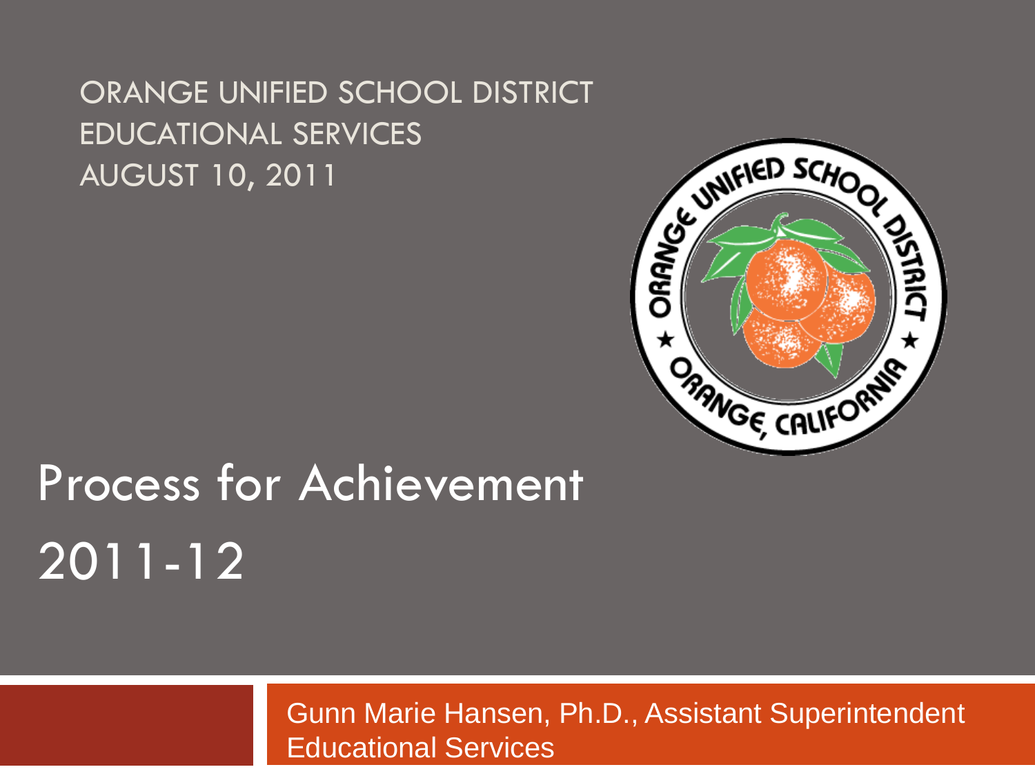ORANGE UNIFIED SCHOOL DISTRICT
EDUCATIONAL SERVICES
AUGUST 10, 2011

# Process for Achievement 2011-12

Gunn Marie Hansen, Ph.D., Assistant Superintendent
Educational Services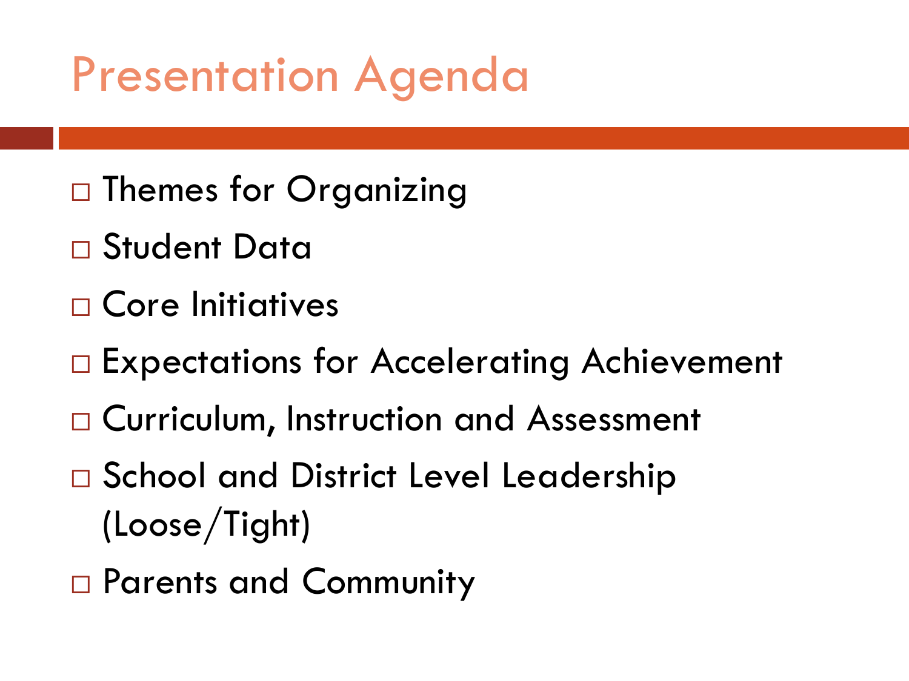# Presentation Agenda

- Themes for Organizing
- Student Data
- Core Initiatives
- Expectations for Accelerating Achievement
- Curriculum, Instruction and Assessment
- School and District Level Leadership (Loose/Tight)
- Parents and Community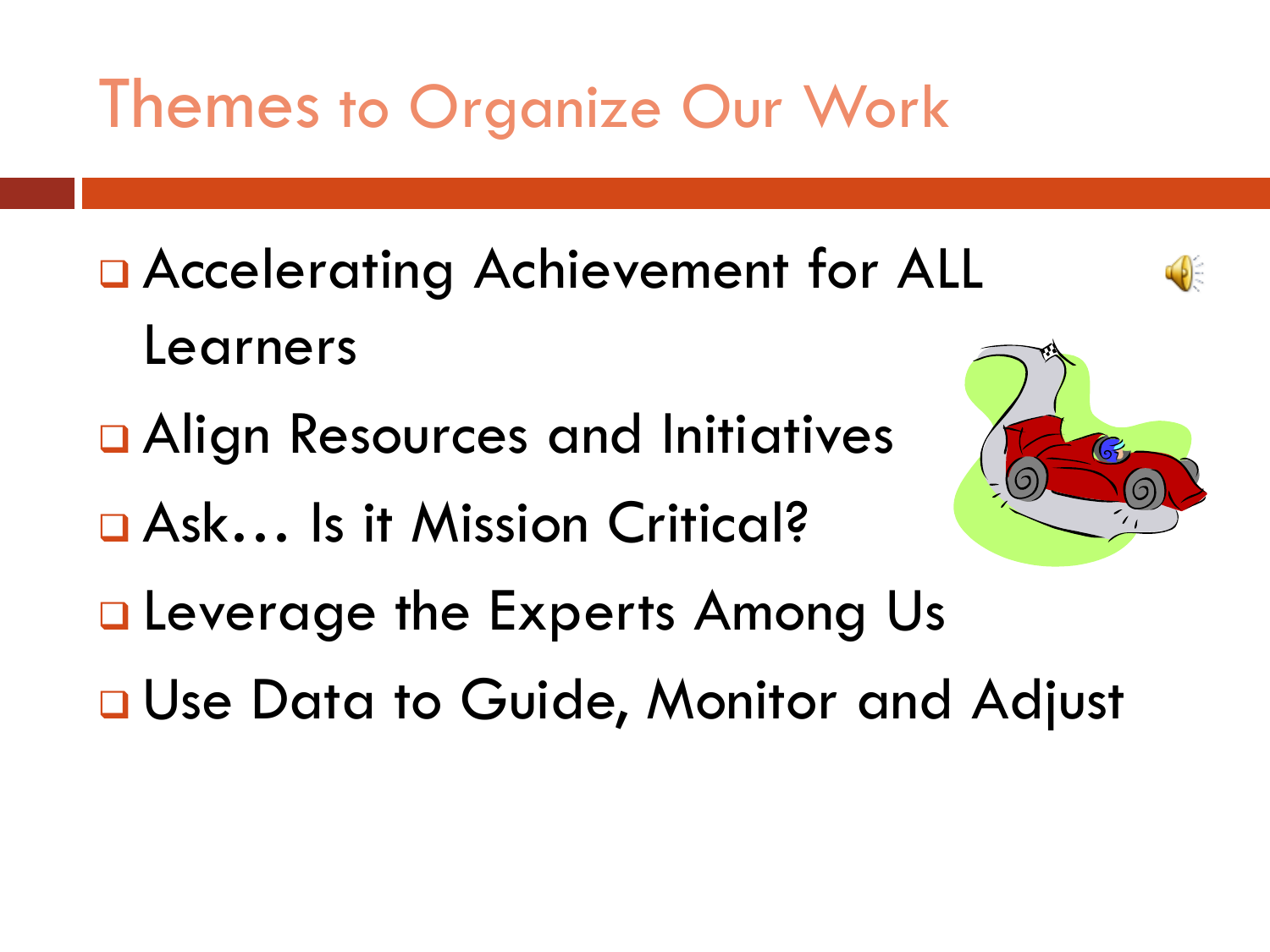# Themes to Organize Our Work

- Accelerating Achievement for ALL Learners
- Align Resources and Initiatives
- Ask… Is it Mission Critical?
- Leverage the Experts Among Us
- Use Data to Guide, Monitor and Adjust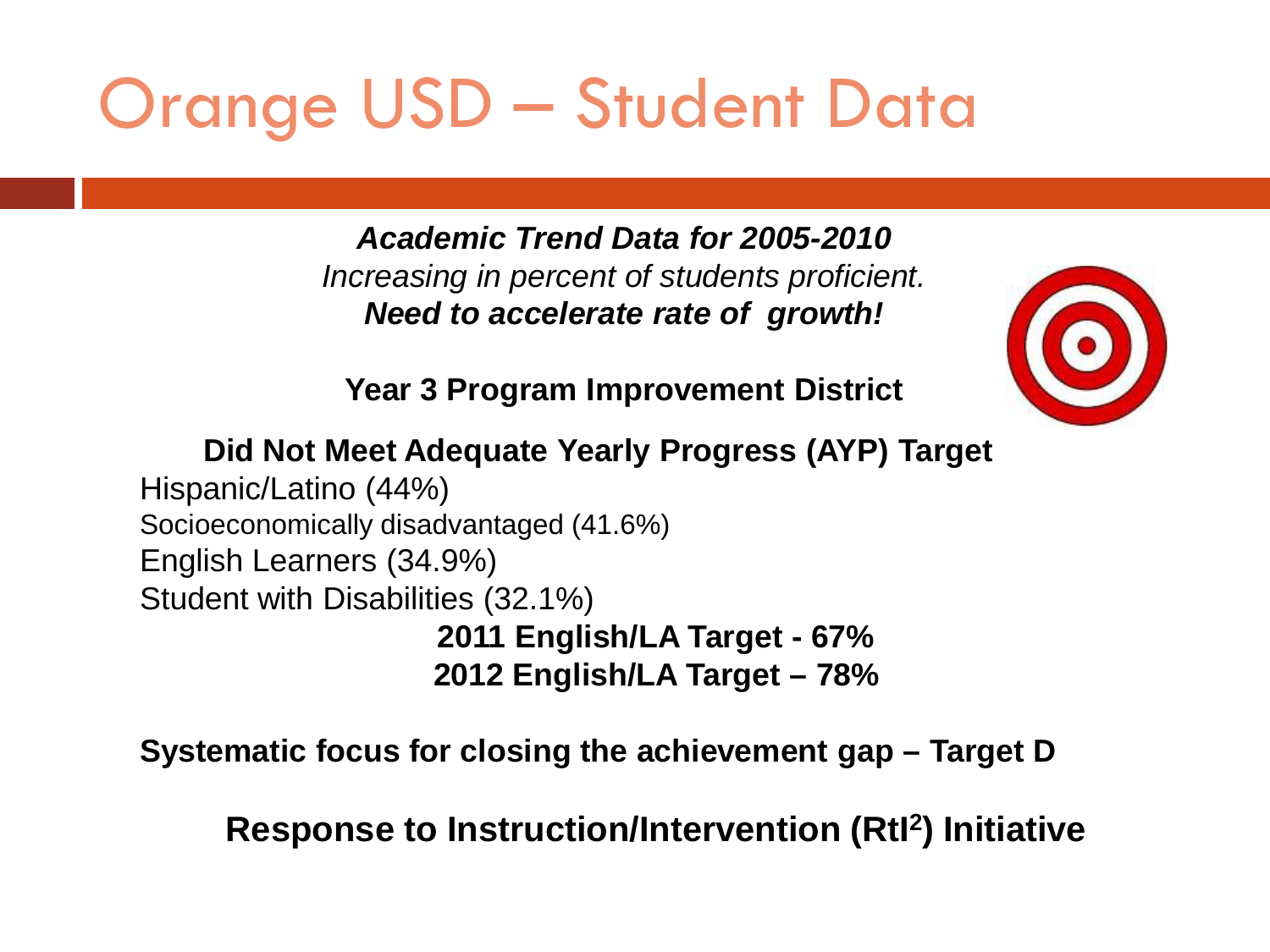# Orange USD – Student Data

***Academic Trend Data for 2005-2010***
*Increasing in percent of students proficient.*
***Need to accelerate rate of growth!***

**Year 3 Program Improvement District**

**Did Not Meet Adequate Yearly Progress (AYP) Target**

Hispanic/Latino (44%)
Socioeconomically disadvantaged (41.6%)
English Learners (34.9%)
Student with Disabilities (32.1%)

**2011 English/LA Target - 67%**
**2012 English/LA Target – 78%**

**Systematic focus for closing the achievement gap – Target D**

**Response to Instruction/Intervention ($RtI^2$) Initiative**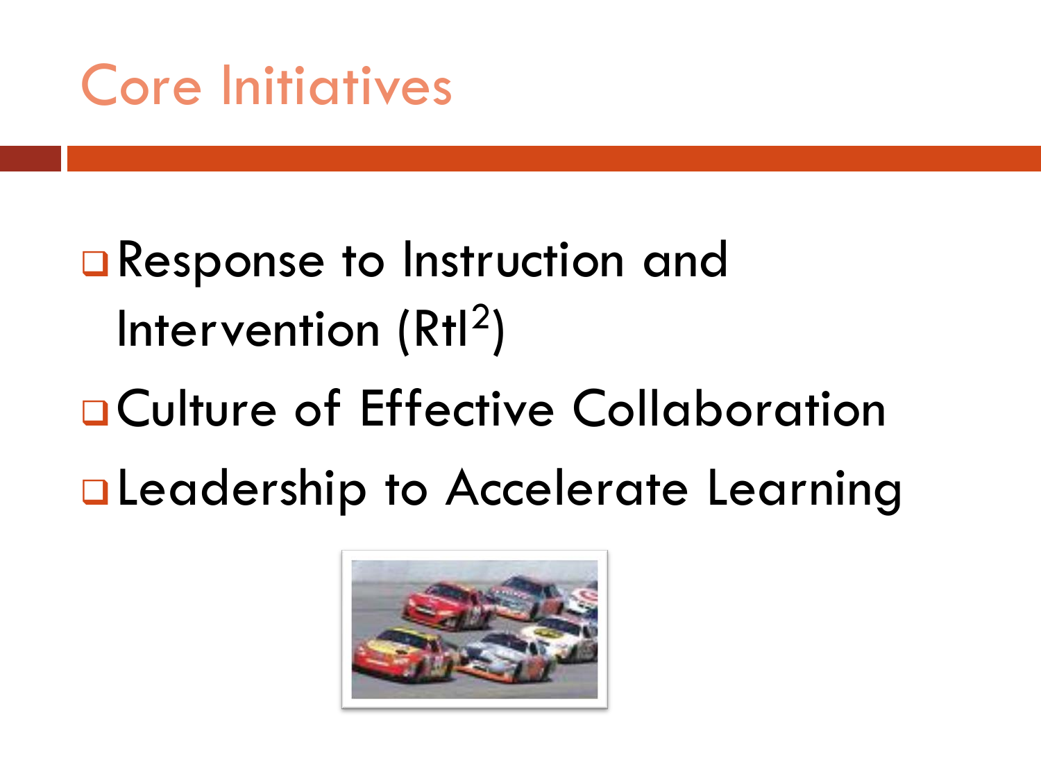# Core Initiatives

- Response to Instruction and Intervention ($RtI^2$)
- Culture of Effective Collaboration
- Leadership to Accelerate Learning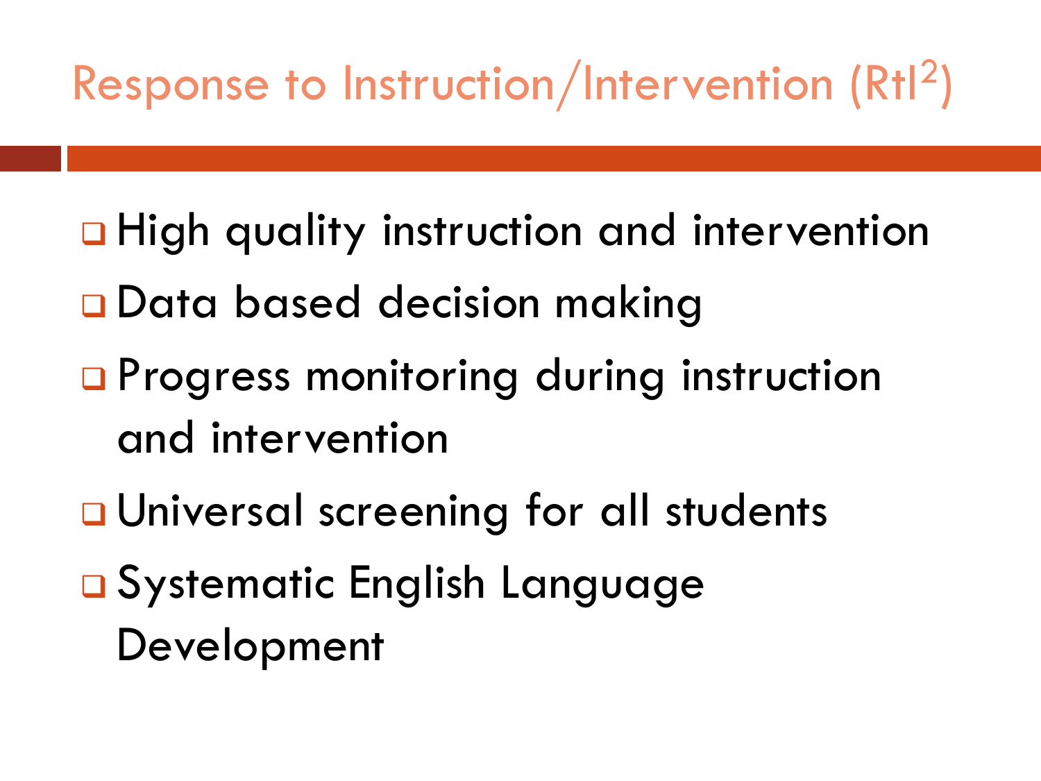# Response to Instruction/Intervention ($RtI^2$)

- High quality instruction and intervention
- Data based decision making
- Progress monitoring during instruction and intervention
- Universal screening for all students
- Systematic English Language Development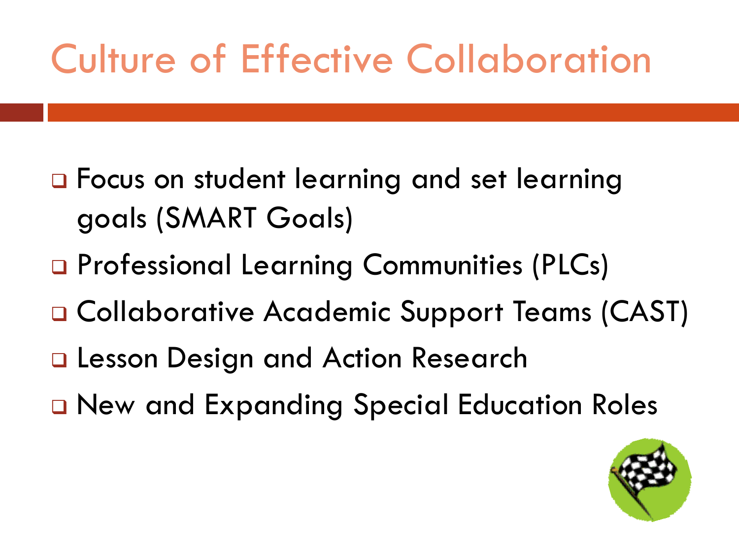# Culture of Effective Collaboration

- Focus on student learning and set learning goals (SMART Goals)
- Professional Learning Communities (PLCs)
- Collaborative Academic Support Teams (CAST)
- Lesson Design and Action Research
- New and Expanding Special Education Roles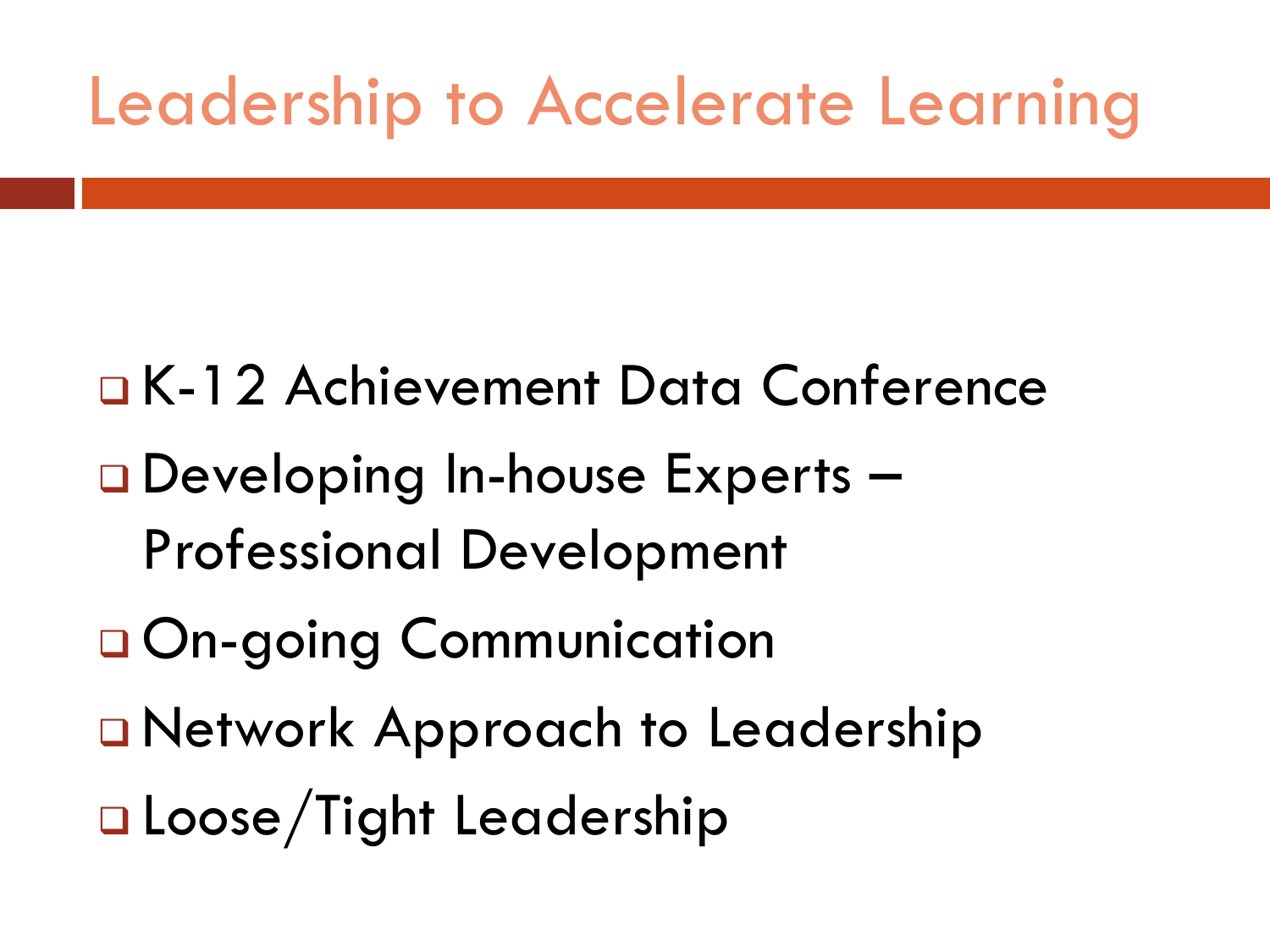# Leadership to Accelerate Learning

- K-12 Achievement Data Conference
- Developing In-house Experts – Professional Development
- On-going Communication
- Network Approach to Leadership
- Loose/Tight Leadership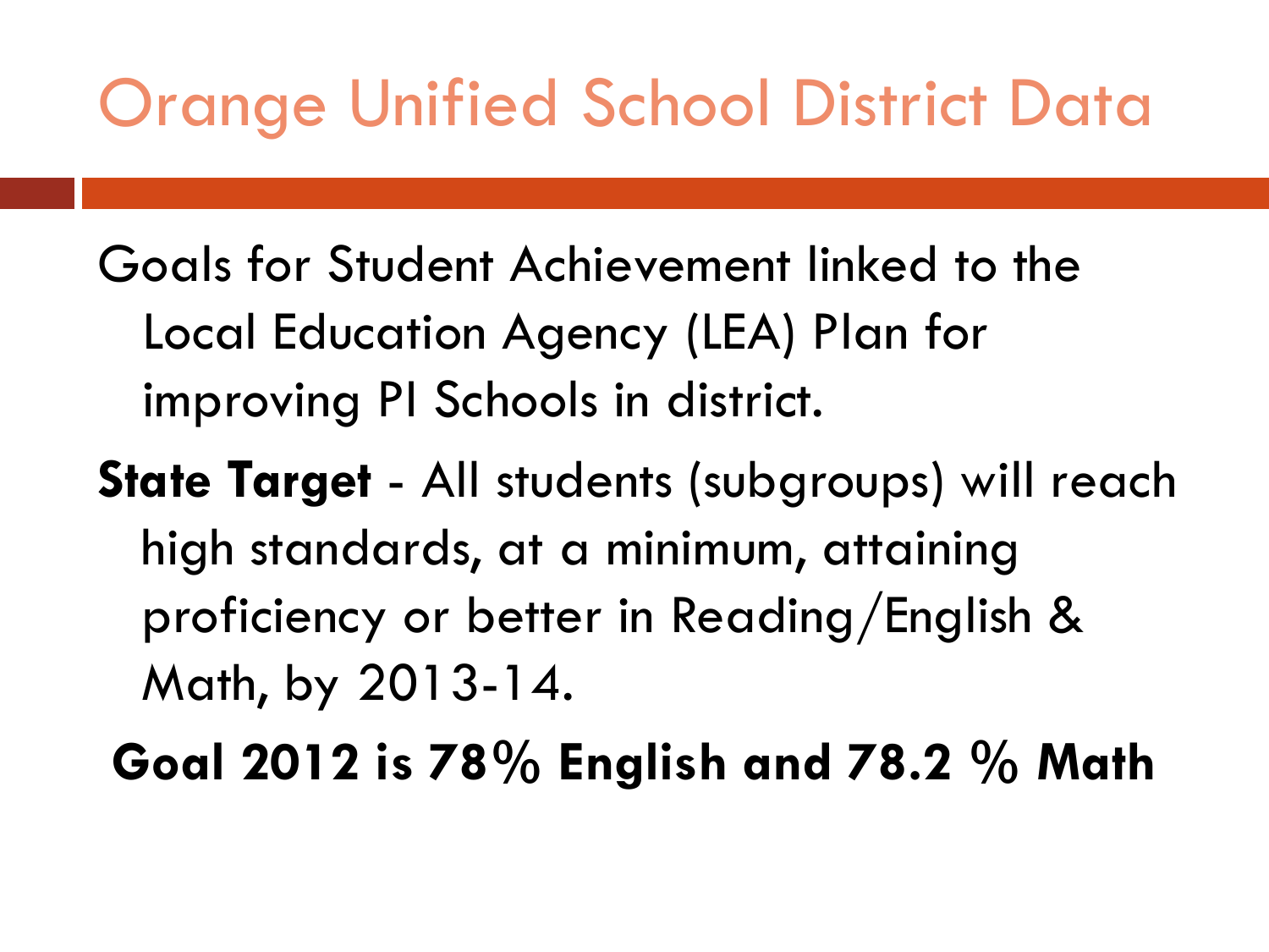# Orange Unified School District Data

- Goals for Student Achievement linked to the Local Education Agency (LEA) Plan for improving PI Schools in district.
- **State Target** - All students (subgroups) will reach high standards, at a minimum, attaining proficiency or better in Reading/English & Math, by 2013-14.

**Goal 2012 is 78% English and 78.2 % Math**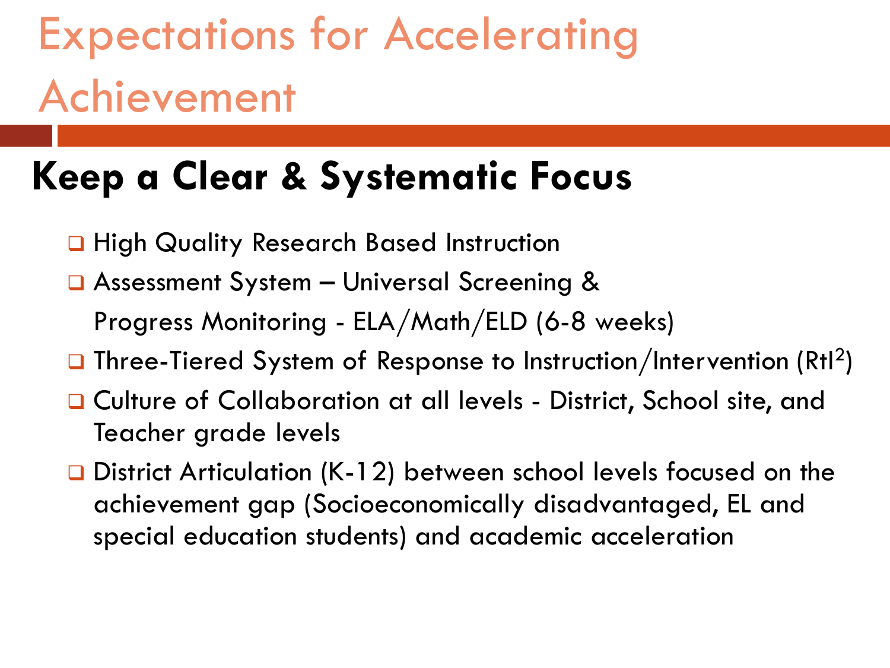# Expectations for Accelerating Achievement

## Keep a Clear & Systematic Focus

- High Quality Research Based Instruction
- Assessment System – Universal Screening & Progress Monitoring - ELA/Math/ELD (6-8 weeks)
- Three-Tiered System of Response to Instruction/Intervention ($RtI^2$)
- Culture of Collaboration at all levels - District, School site, and Teacher grade levels
- District Articulation (K-12) between school levels focused on the achievement gap (Socioeconomically disadvantaged, EL and special education students) and academic acceleration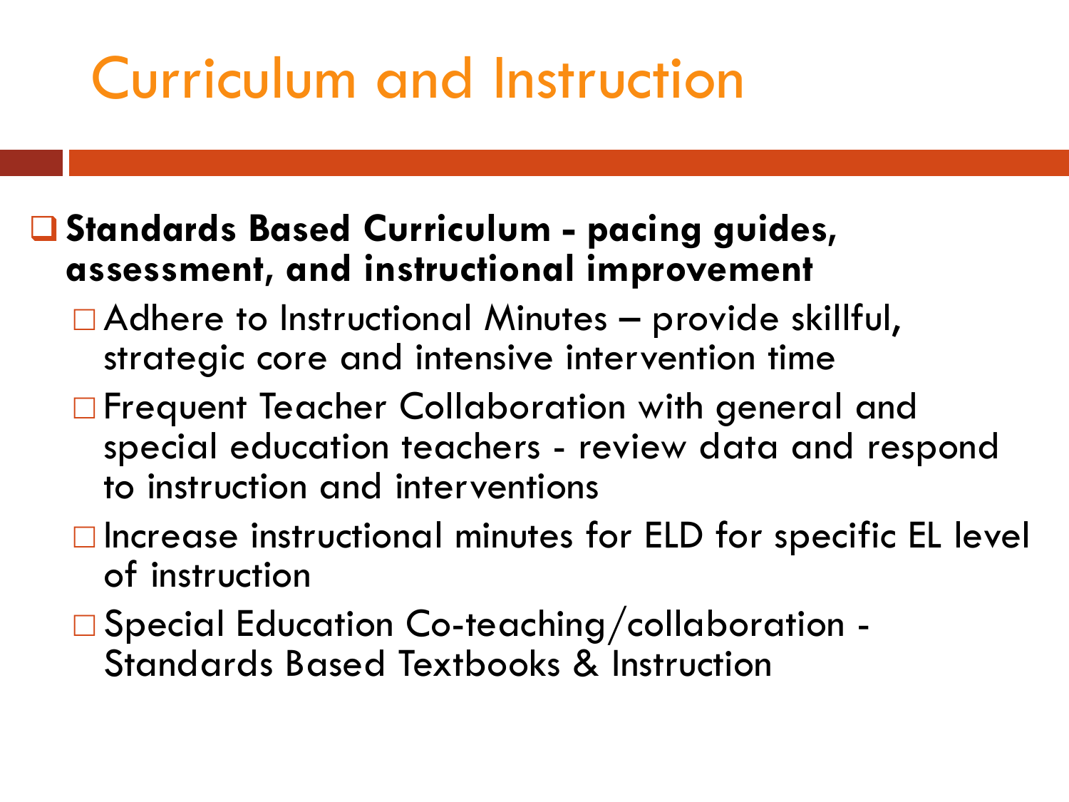# Curriculum and Instruction

- **Standards Based Curriculum - pacing guides, assessment, and instructional improvement**
  - Adhere to Instructional Minutes – provide skillful, strategic core and intensive intervention time
  - Frequent Teacher Collaboration with general and special education teachers - review data and respond to instruction and interventions
  - Increase instructional minutes for ELD for specific EL level of instruction
  - Special Education Co-teaching/collaboration - Standards Based Textbooks & Instruction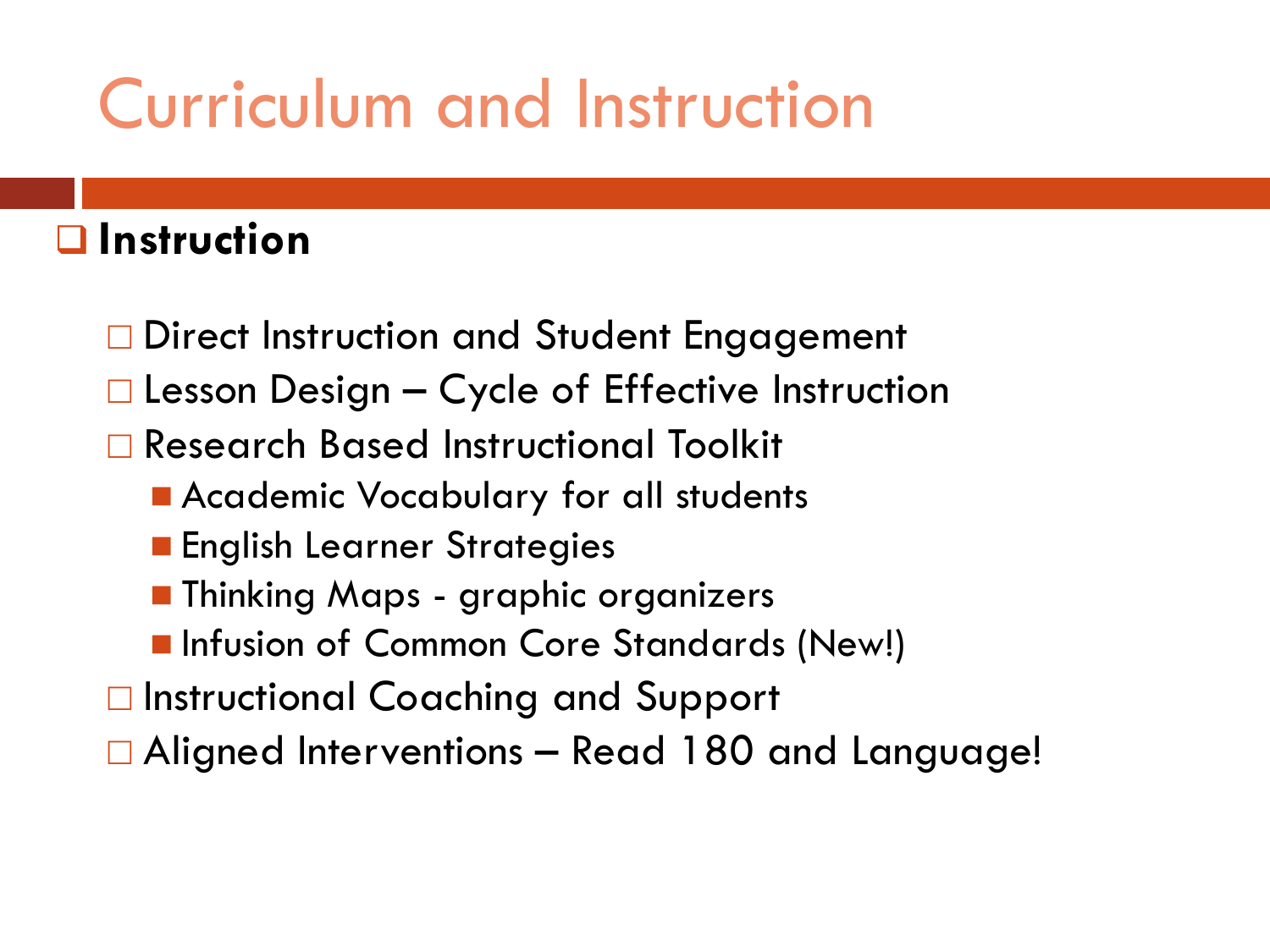# Curriculum and Instruction

- **Instruction**
  - Direct Instruction and Student Engagement
  - Lesson Design – Cycle of Effective Instruction
  - Research Based Instructional Toolkit
    - Academic Vocabulary for all students
    - English Learner Strategies
    - Thinking Maps - graphic organizers
    - Infusion of Common Core Standards (New!)
  - Instructional Coaching and Support
  - Aligned Interventions – Read 180 and Language!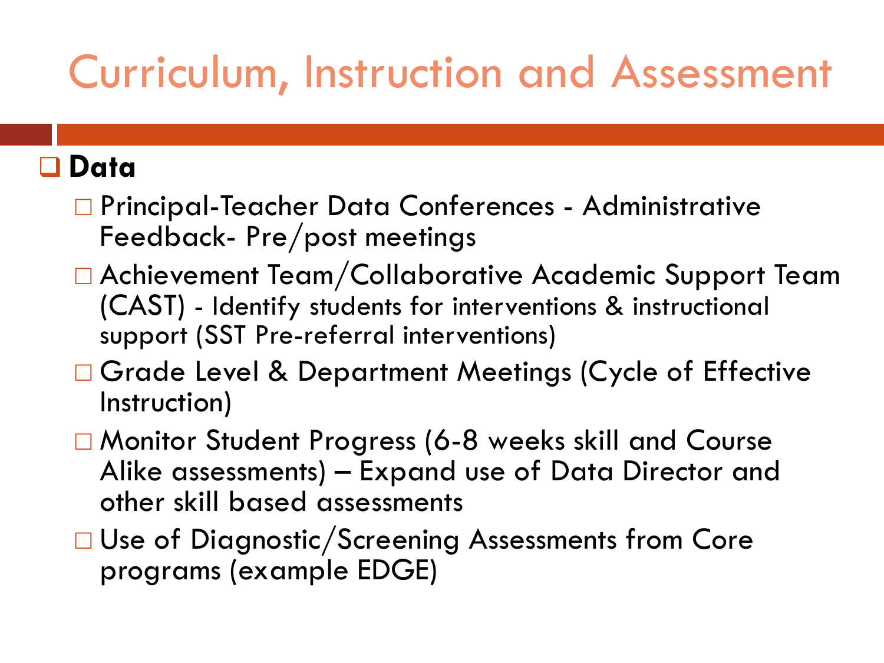# Curriculum, Instruction and Assessment

- **Data**
  - Principal-Teacher Data Conferences - Administrative Feedback- Pre/post meetings
  - Achievement Team/Collaborative Academic Support Team (CAST) - Identify students for interventions & instructional support (SST Pre-referral interventions)
  - Grade Level & Department Meetings (Cycle of Effective Instruction)
  - Monitor Student Progress (6-8 weeks skill and Course Alike assessments) – Expand use of Data Director and other skill based assessments
  - Use of Diagnostic/Screening Assessments from Core programs (example EDGE)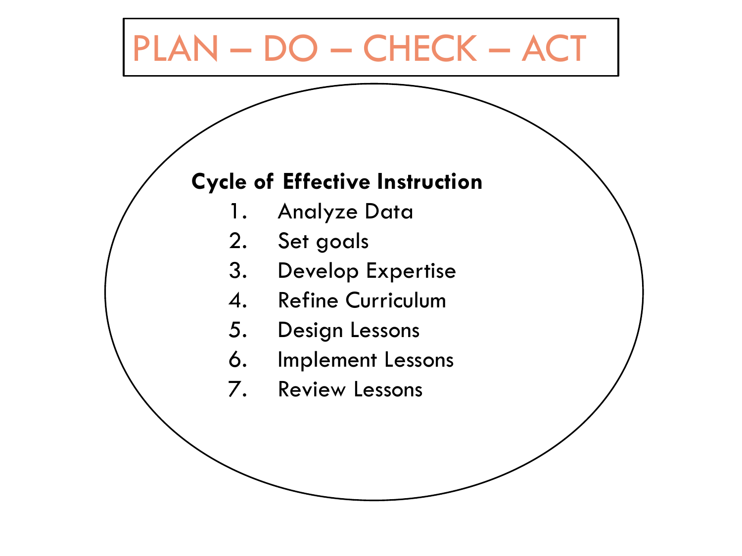# PLAN – DO – CHECK – ACT

**Cycle of Effective Instruction**

1. Analyze Data
2. Set goals
3. Develop Expertise
4. Refine Curriculum
5. Design Lessons
6. Implement Lessons
7. Review Lessons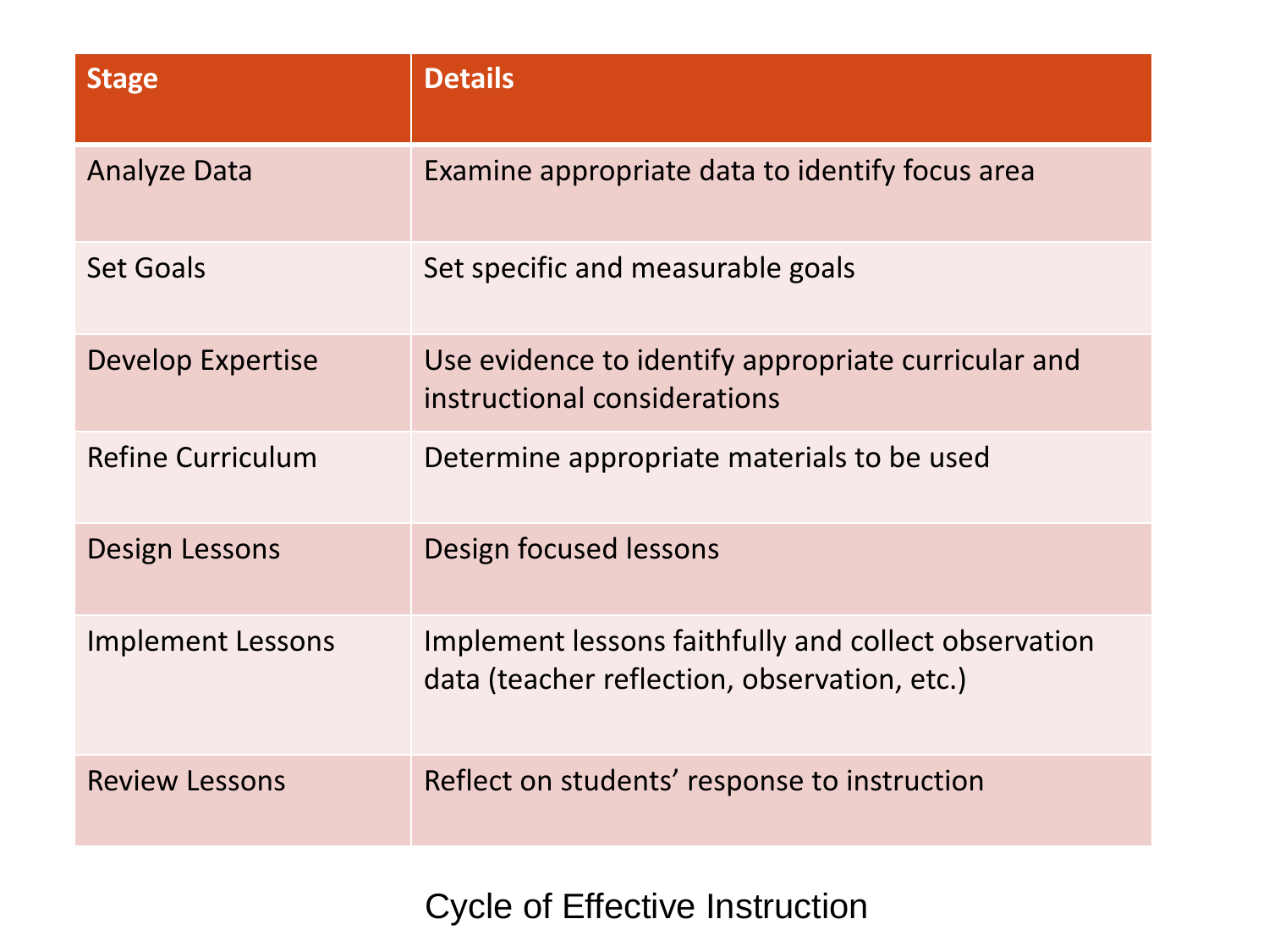| Stage | Details |
|---|---|
| Analyze Data | Examine appropriate data to identify focus area |
| Set Goals | Set specific and measurable goals |
| Develop Expertise | Use evidence to identify appropriate curricular and instructional considerations |
| Refine Curriculum | Determine appropriate materials to be used |
| Design Lessons | Design focused lessons |
| Implement Lessons | Implement lessons faithfully and collect observation data (teacher reflection, observation, etc.) |
| Review Lessons | Reflect on students' response to instruction |

Cycle of Effective Instruction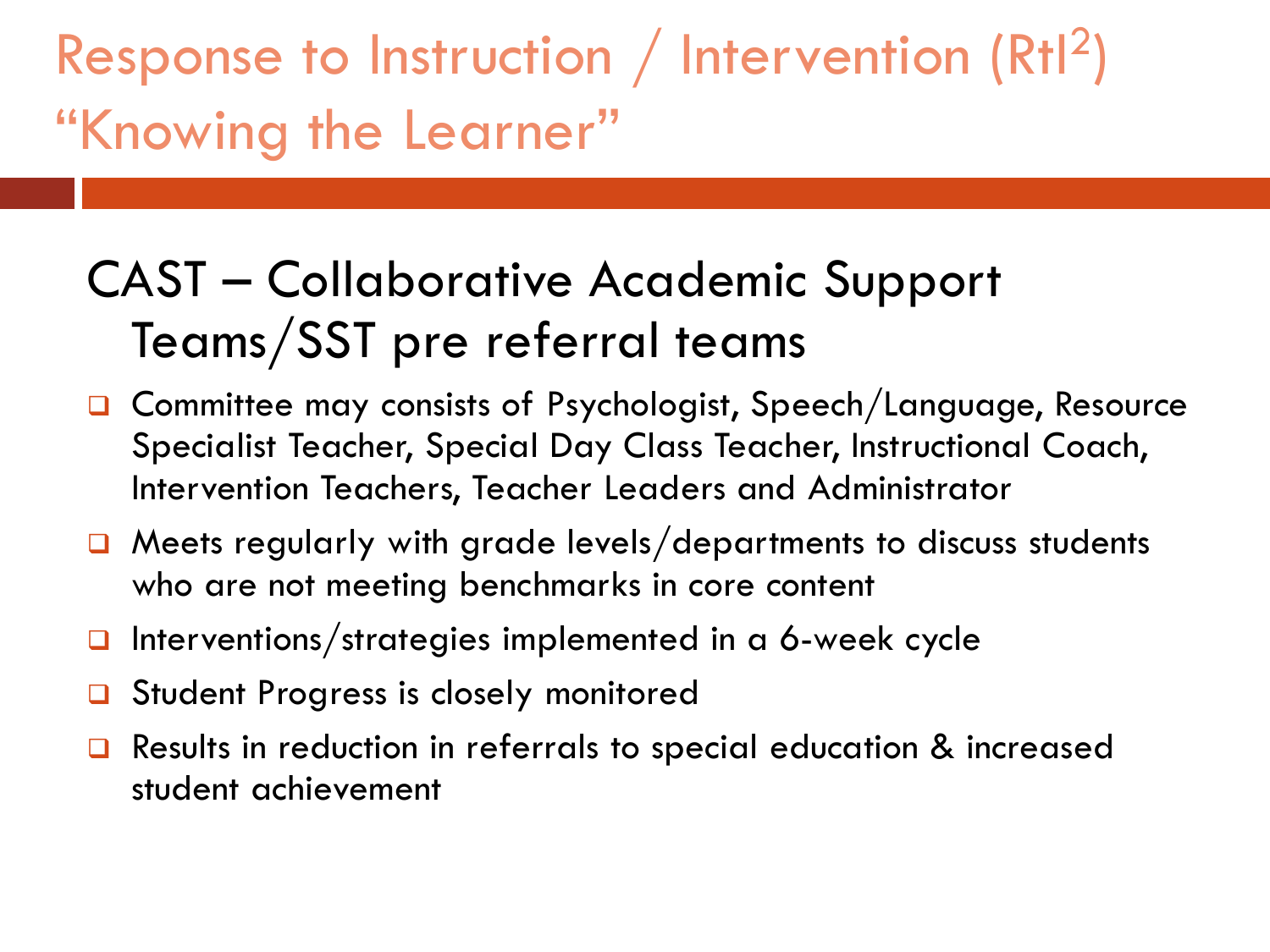# Response to Instruction / Intervention (RtI$^2$) "Knowing the Learner"

## CAST – Collaborative Academic Support Teams/SST pre referral teams

- Committee may consists of Psychologist, Speech/Language, Resource Specialist Teacher, Special Day Class Teacher, Instructional Coach, Intervention Teachers, Teacher Leaders and Administrator
- Meets regularly with grade levels/departments to discuss students who are not meeting benchmarks in core content
- Interventions/strategies implemented in a 6-week cycle
- Student Progress is closely monitored
- Results in reduction in referrals to special education & increased student achievement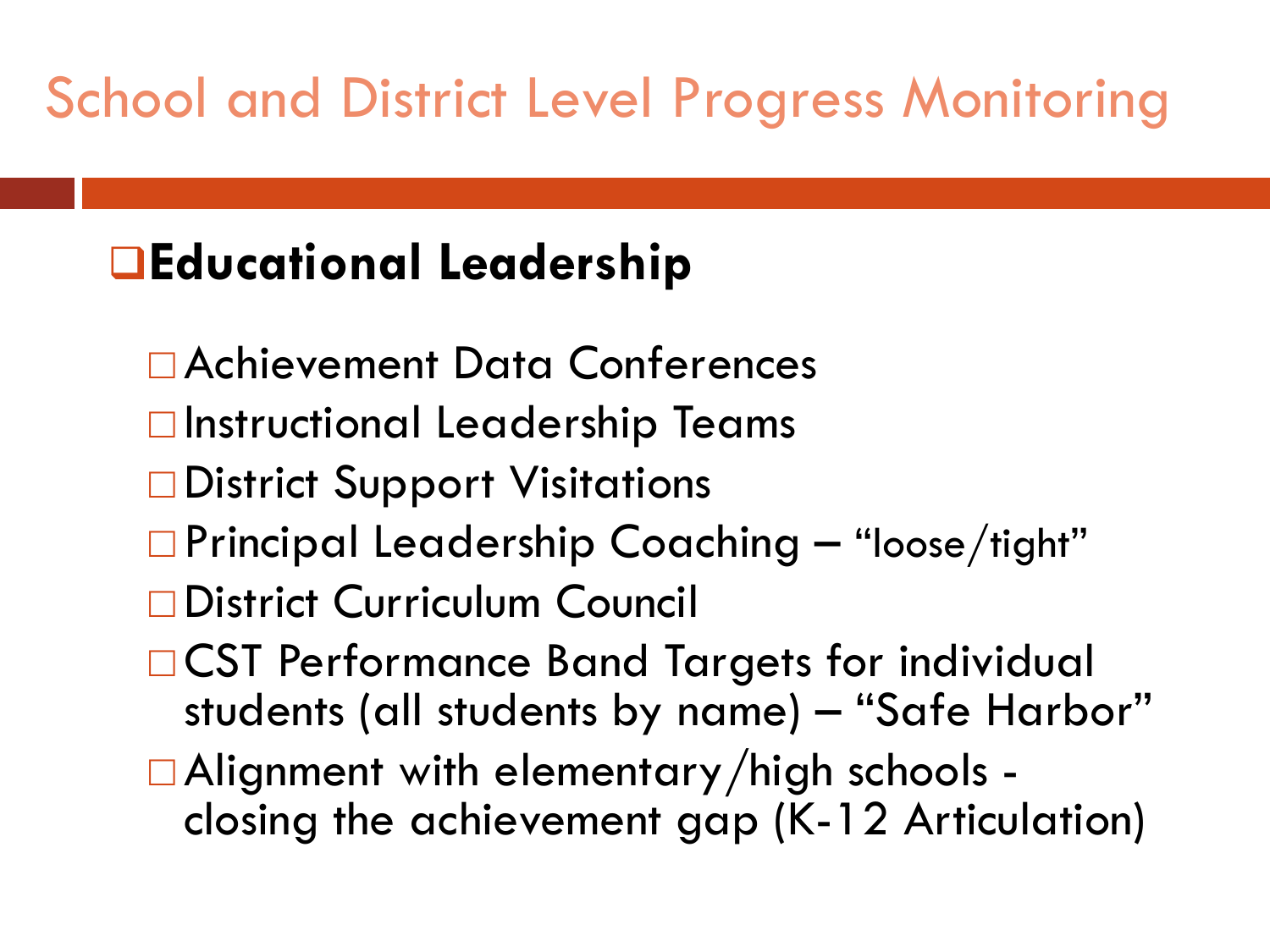# School and District Level Progress Monitoring

## **Educational Leadership**

- Achievement Data Conferences
- Instructional Leadership Teams
- District Support Visitations
- Principal Leadership Coaching – "loose/tight"
- District Curriculum Council
- CST Performance Band Targets for individual students (all students by name) – "Safe Harbor"
- Alignment with elementary/high schools - closing the achievement gap (K-12 Articulation)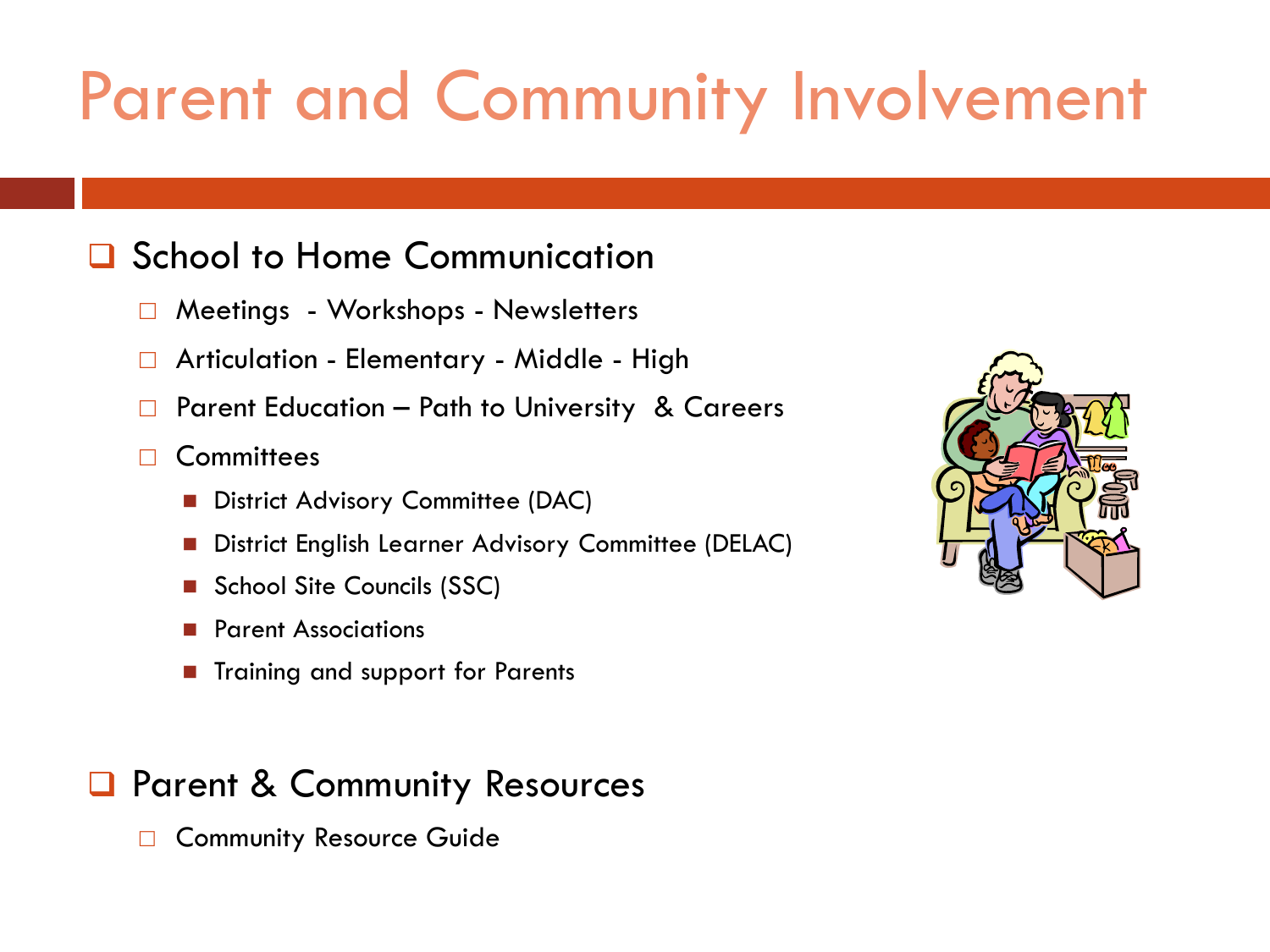# Parent and Community Involvement

- School to Home Communication
  - Meetings - Workshops - Newsletters
  - Articulation - Elementary - Middle - High
  - Parent Education – Path to University & Careers
  - Committees
    - District Advisory Committee (DAC)
    - District English Learner Advisory Committee (DELAC)
    - School Site Councils (SSC)
    - Parent Associations
    - Training and support for Parents
- Parent & Community Resources
  - Community Resource Guide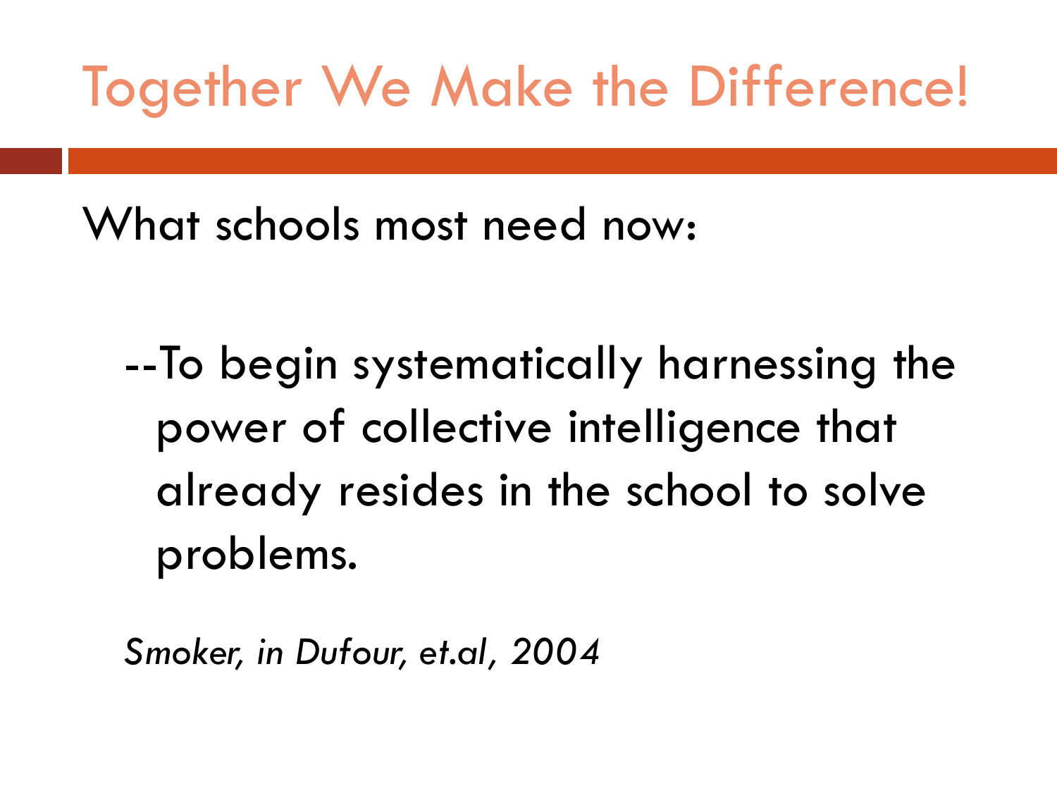# Together We Make the Difference!

What schools most need now:

--To begin systematically harnessing the power of collective intelligence that already resides in the school to solve problems.

*Smoker, in Dufour, et.al, 2004*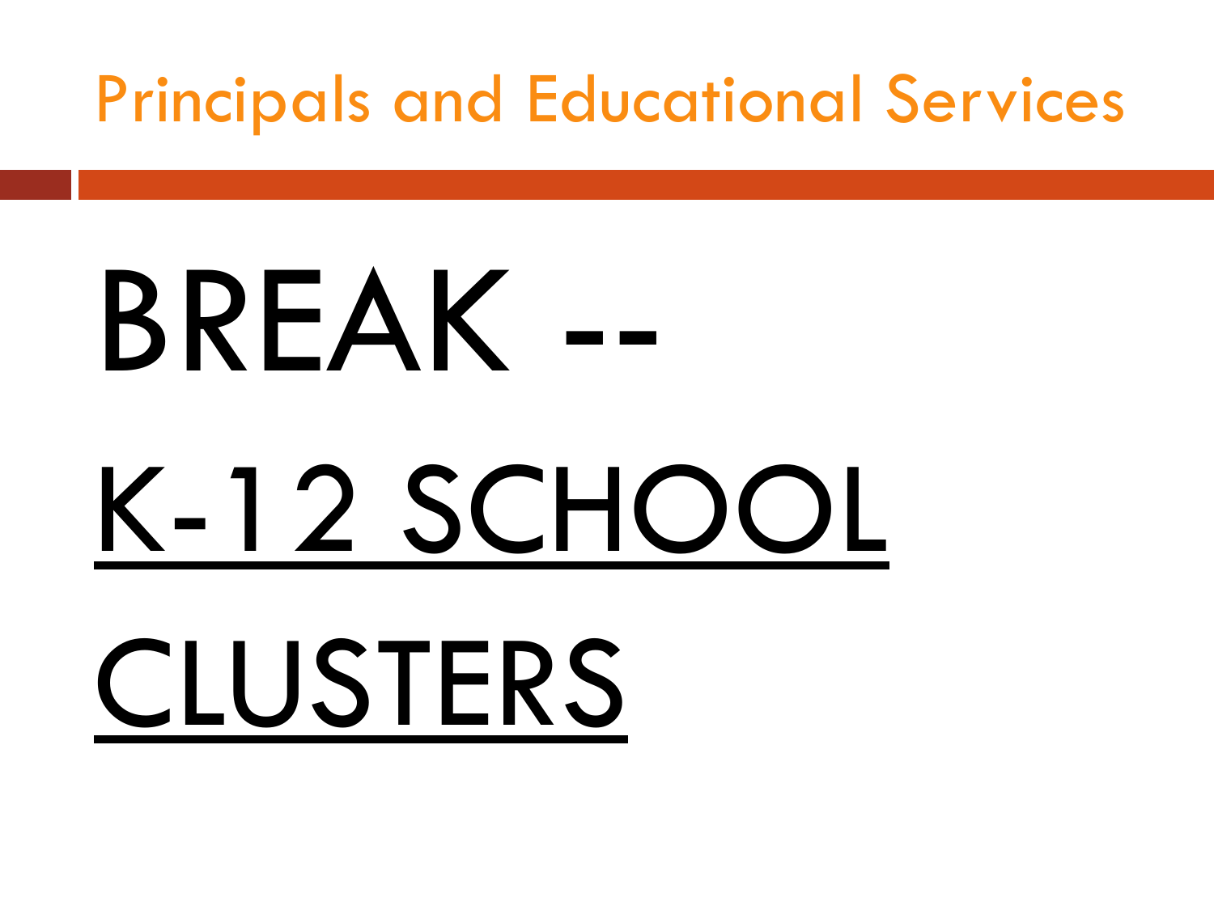# Principals and Educational Services

BREAK --

<u>K-12 SCHOOL CLUSTERS</u>